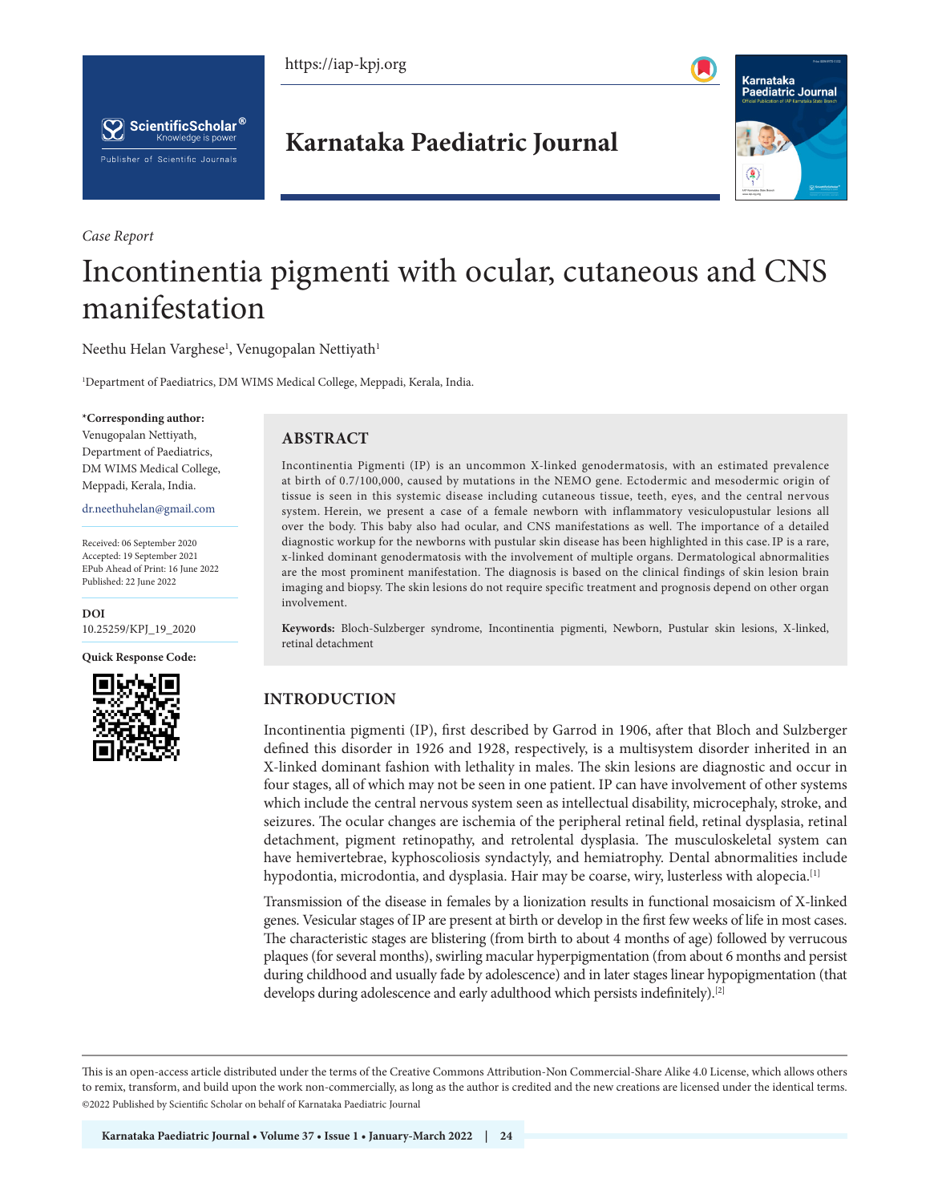*Case Report*

# Incontinentia pigmenti with ocular, cutaneous and CNS manifestation

Neethu Helan Varghese[1], Venugopalan Nettiyath[1]

[1]Department of Paediatrics, DM WIMS Medical College, Meppadi, Kerala, India.

**\*Corresponding author:**
Venugopalan Nettiyath,
Department of Paediatrics,
DM WIMS Medical College,
Meppadi, Kerala, India.

dr.neethuhelan@gmail.com

Received: 06 September 2020
Accepted: 19 September 2021
EPub Ahead of Print: 16 June 2022
Published: 22 June 2022

**DOI**
10.25259/KPJ_19_2020

**Quick Response Code:**

## ABSTRACT

Incontinentia Pigmenti (IP) is an uncommon X-linked genodermatosis, with an estimated prevalence at birth of 0.7/100,000, caused by mutations in the NEMO gene. Ectodermic and mesodermic origin of tissue is seen in this systemic disease including cutaneous tissue, teeth, eyes, and the central nervous system. Herein, we present a case of a female newborn with inflammatory vesiculopustular lesions all over the body. This baby also had ocular, and CNS manifestations as well. The importance of a detailed diagnostic workup for the newborns with pustular skin disease has been highlighted in this case. IP is a rare, x-linked dominant genodermatosis with the involvement of multiple organs. Dermatological abnormalities are the most prominent manifestation. The diagnosis is based on the clinical findings of skin lesion brain imaging and biopsy. The skin lesions do not require specific treatment and prognosis depend on other organ involvement.

**Keywords:** Bloch-Sulzberger syndrome, Incontinentia pigmenti, Newborn, Pustular skin lesions, X-linked, retinal detachment

## INTRODUCTION

Incontinentia pigmenti (IP), first described by Garrod in 1906, after that Bloch and Sulzberger defined this disorder in 1926 and 1928, respectively, is a multisystem disorder inherited in an X-linked dominant fashion with lethality in males. The skin lesions are diagnostic and occur in four stages, all of which may not be seen in one patient. IP can have involvement of other systems which include the central nervous system seen as intellectual disability, microcephaly, stroke, and seizures. The ocular changes are ischemia of the peripheral retinal field, retinal dysplasia, retinal detachment, pigment retinopathy, and retrolental dysplasia. The musculoskeletal system can have hemivertebrae, kyphoscoliosis syndactyly, and hemiatrophy. Dental abnormalities include hypodontia, microdontia, and dysplasia. Hair may be coarse, wiry, lusterless with alopecia.[1]

Transmission of the disease in females by a lionization results in functional mosaicism of X-linked genes. Vesicular stages of IP are present at birth or develop in the first few weeks of life in most cases. The characteristic stages are blistering (from birth to about 4 months of age) followed by verrucous plaques (for several months), swirling macular hyperpigmentation (from about 6 months and persist during childhood and usually fade by adolescence) and in later stages linear hypopigmentation (that develops during adolescence and early adulthood which persists indefinitely).[2]

This is an open-access article distributed under the terms of the Creative Commons Attribution-Non Commercial-Share Alike 4.0 License, which allows others to remix, transform, and build upon the work non-commercially, as long as the author is credited and the new creations are licensed under the identical terms.
©2022 Published by Scientific Scholar on behalf of Karnataka Paediatric Journal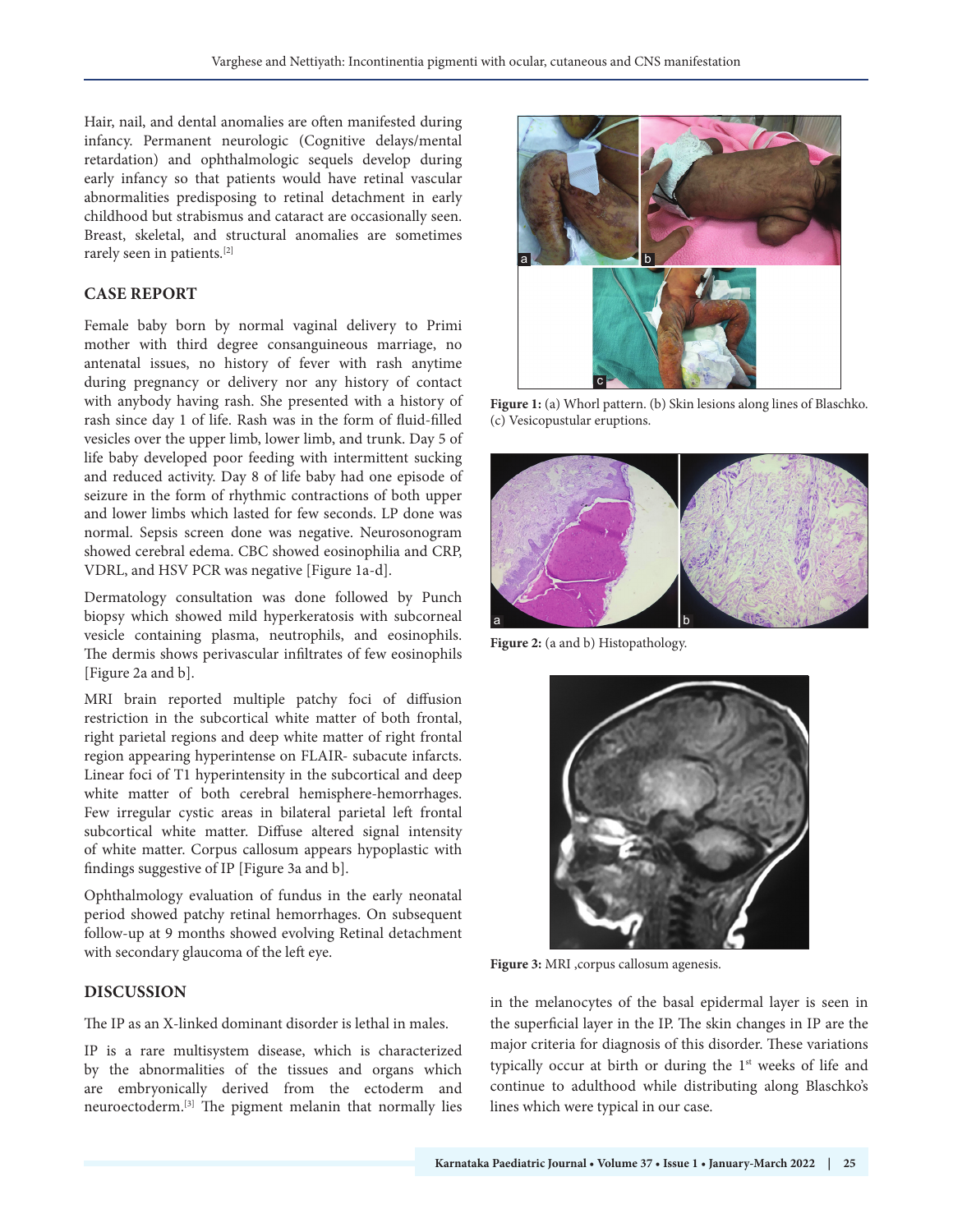Hair, nail, and dental anomalies are often manifested during infancy. Permanent neurologic (Cognitive delays/mental retardation) and ophthalmologic sequels develop during early infancy so that patients would have retinal vascular abnormalities predisposing to retinal detachment in early childhood but strabismus and cataract are occasionally seen. Breast, skeletal, and structural anomalies are sometimes rarely seen in patients.[2]

## CASE REPORT

Female baby born by normal vaginal delivery to Primi mother with third degree consanguineous marriage, no antenatal issues, no history of fever with rash anytime during pregnancy or delivery nor any history of contact with anybody having rash. She presented with a history of rash since day 1 of life. Rash was in the form of fluid-filled vesicles over the upper limb, lower limb, and trunk. Day 5 of life baby developed poor feeding with intermittent sucking and reduced activity. Day 8 of life baby had one episode of seizure in the form of rhythmic contractions of both upper and lower limbs which lasted for few seconds. LP done was normal. Sepsis screen done was negative. Neurosonogram showed cerebral edema. CBC showed eosinophilia and CRP, VDRL, and HSV PCR was negative [Figure 1a-d].

Dermatology consultation was done followed by Punch biopsy which showed mild hyperkeratosis with subcorneal vesicle containing plasma, neutrophils, and eosinophils. The dermis shows perivascular infiltrates of few eosinophils [Figure 2a and b].

MRI brain reported multiple patchy foci of diffusion restriction in the subcortical white matter of both frontal, right parietal regions and deep white matter of right frontal region appearing hyperintense on FLAIR- subacute infarcts. Linear foci of T1 hyperintensity in the subcortical and deep white matter of both cerebral hemisphere-hemorrhages. Few irregular cystic areas in bilateral parietal left frontal subcortical white matter. Diffuse altered signal intensity of white matter. Corpus callosum appears hypoplastic with findings suggestive of IP [Figure 3a and b].

Ophthalmology evaluation of fundus in the early neonatal period showed patchy retinal hemorrhages. On subsequent follow-up at 9 months showed evolving Retinal detachment with secondary glaucoma of the left eye.

**Figure 1:** (a) Whorl pattern. (b) Skin lesions along lines of Blaschko. (c) Vesicopustular eruptions.

**Figure 2:** (a and b) Histopathology.

**Figure 3:** MRI ,corpus callosum agenesis.

## DISCUSSION

The IP as an X-linked dominant disorder is lethal in males.

IP is a rare multisystem disease, which is characterized by the abnormalities of the tissues and organs which are embryonically derived from the ectoderm and neuroectoderm.[3] The pigment melanin that normally lies in the melanocytes of the basal epidermal layer is seen in the superficial layer in the IP. The skin changes in IP are the major criteria for diagnosis of this disorder. These variations typically occur at birth or during the 1st weeks of life and continue to adulthood while distributing along Blaschko's lines which were typical in our case.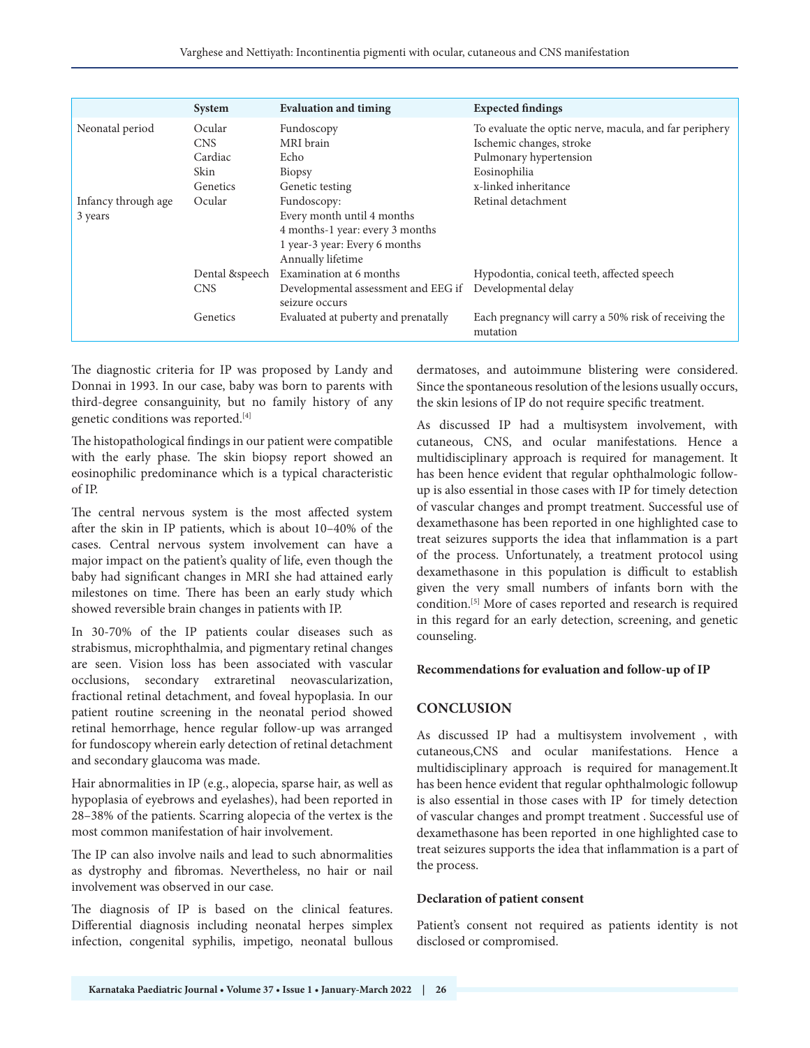| | System | Evaluation and timing | Expected findings |
|---|---|---|---|
| Neonatal period | Ocular | Fundoscopy | To evaluate the optic nerve, macula, and far periphery |
| | CNS | MRI brain | Ischemic changes, stroke |
| | Cardiac | Echo | Pulmonary hypertension |
| | Skin | Biopsy | Eosinophilia |
| | Genetics | Genetic testing | x-linked inheritance |
| Infancy through age 3 years | Ocular | Fundoscopy: Every month until 4 months 4 months-1 year: every 3 months 1 year-3 year: Every 6 months Annually lifetime | Retinal detachment |
| | Dental &speech | Examination at 6 months | Hypodontia, conical teeth, affected speech |
| | CNS | Developmental assessment and EEG if seizure occurs | Developmental delay |
| | Genetics | Evaluated at puberty and prenatally | Each pregnancy will carry a 50% risk of receiving the mutation |

The diagnostic criteria for IP was proposed by Landy and Donnai in 1993. In our case, baby was born to parents with third-degree consanguinity, but no family history of any genetic conditions was reported.[4]

The histopathological findings in our patient were compatible with the early phase. The skin biopsy report showed an eosinophilic predominance which is a typical characteristic of IP.

The central nervous system is the most affected system after the skin in IP patients, which is about 10–40% of the cases. Central nervous system involvement can have a major impact on the patient's quality of life, even though the baby had significant changes in MRI she had attained early milestones on time. There has been an early study which showed reversible brain changes in patients with IP.

In 30-70% of the IP patients coular diseases such as strabismus, microphthalmia, and pigmentary retinal changes are seen. Vision loss has been associated with vascular occlusions, secondary extraretinal neovascularization, fractional retinal detachment, and foveal hypoplasia. In our patient routine screening in the neonatal period showed retinal hemorrhage, hence regular follow-up was arranged for fundoscopy wherein early detection of retinal detachment and secondary glaucoma was made.

Hair abnormalities in IP (e.g., alopecia, sparse hair, as well as hypoplasia of eyebrows and eyelashes), had been reported in 28–38% of the patients. Scarring alopecia of the vertex is the most common manifestation of hair involvement.

The IP can also involve nails and lead to such abnormalities as dystrophy and fibromas. Nevertheless, no hair or nail involvement was observed in our case.

The diagnosis of IP is based on the clinical features. Differential diagnosis including neonatal herpes simplex infection, congenital syphilis, impetigo, neonatal bullous dermatoses, and autoimmune blistering were considered. Since the spontaneous resolution of the lesions usually occurs, the skin lesions of IP do not require specific treatment.

As discussed IP had a multisystem involvement, with cutaneous, CNS, and ocular manifestations. Hence a multidisciplinary approach is required for management. It has been hence evident that regular ophthalmologic follow-up is also essential in those cases with IP for timely detection of vascular changes and prompt treatment. Successful use of dexamethasone has been reported in one highlighted case to treat seizures supports the idea that inflammation is a part of the process. Unfortunately, a treatment protocol using dexamethasone in this population is difficult to establish given the very small numbers of infants born with the condition.[5] More of cases reported and research is required in this regard for an early detection, screening, and genetic counseling.

**Recommendations for evaluation and follow-up of IP**

## CONCLUSION

As discussed IP had a multisystem involvement , with cutaneous,CNS and ocular manifestations. Hence a multidisciplinary approach is required for management.It has been hence evident that regular ophthalmologic followup is also essential in those cases with IP for timely detection of vascular changes and prompt treatment . Successful use of dexamethasone has been reported in one highlighted case to treat seizures supports the idea that inflammation is a part of the process.

**Declaration of patient consent**

Patient's consent not required as patients identity is not disclosed or compromised.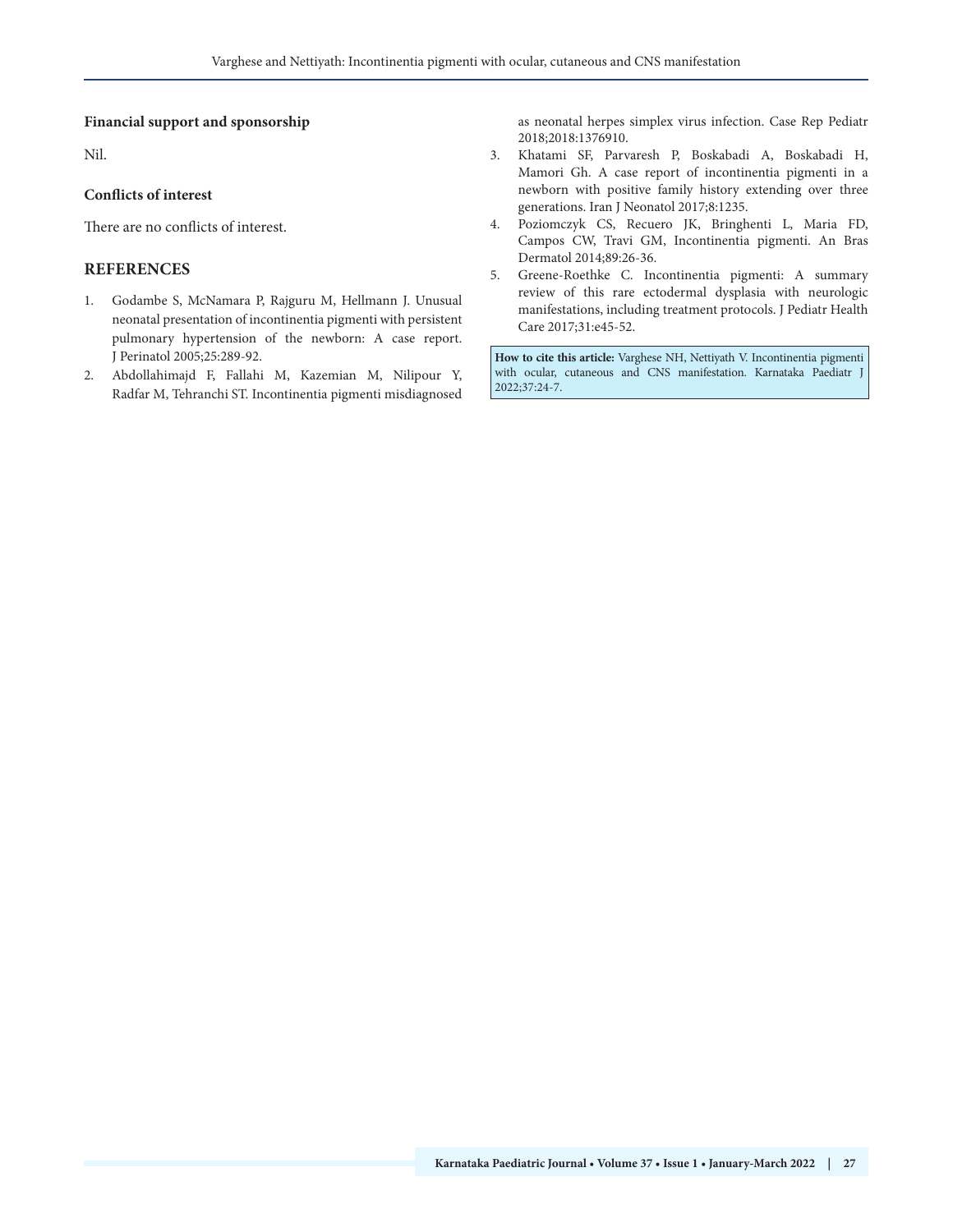### Financial support and sponsorship

Nil.

### Conflicts of interest

There are no conflicts of interest.

## REFERENCES

1. Godambe S, McNamara P, Rajguru M, Hellmann J. Unusual neonatal presentation of incontinentia pigmenti with persistent pulmonary hypertension of the newborn: A case report. J Perinatol 2005;25:289-92.
2. Abdollahimajd F, Fallahi M, Kazemian M, Nilipour Y, Radfar M, Tehranchi ST. Incontinentia pigmenti misdiagnosed as neonatal herpes simplex virus infection. Case Rep Pediatr 2018;2018:1376910.
3. Khatami SF, Parvaresh P, Boskabadi A, Boskabadi H, Mamori Gh. A case report of incontinentia pigmenti in a newborn with positive family history extending over three generations. Iran J Neonatol 2017;8:1235.
4. Poziomczyk CS, Recuero JK, Bringhenti L, Maria FD, Campos CW, Travi GM, Incontinentia pigmenti. An Bras Dermatol 2014;89:26-36.
5. Greene-Roethke C. Incontinentia pigmenti: A summary review of this rare ectodermal dysplasia with neurologic manifestations, including treatment protocols. J Pediatr Health Care 2017;31:e45-52.

**How to cite this article:** Varghese NH, Nettiyath V. Incontinentia pigmenti with ocular, cutaneous and CNS manifestation. Karnataka Paediatr J 2022;37:24-7.